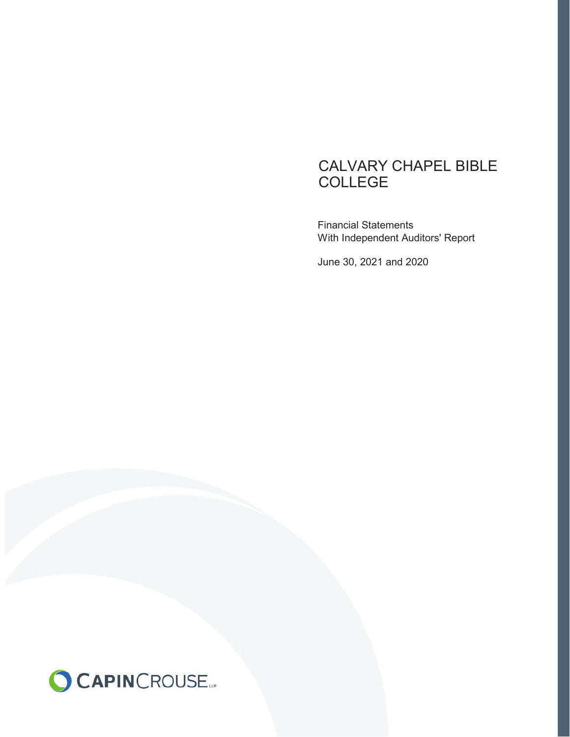# CALVARY CHAPEL BIBLE COLLEGE

Financial Statements
With Independent Auditors' Report

June 30, 2021 and 2020

CAPINCROUSE LLP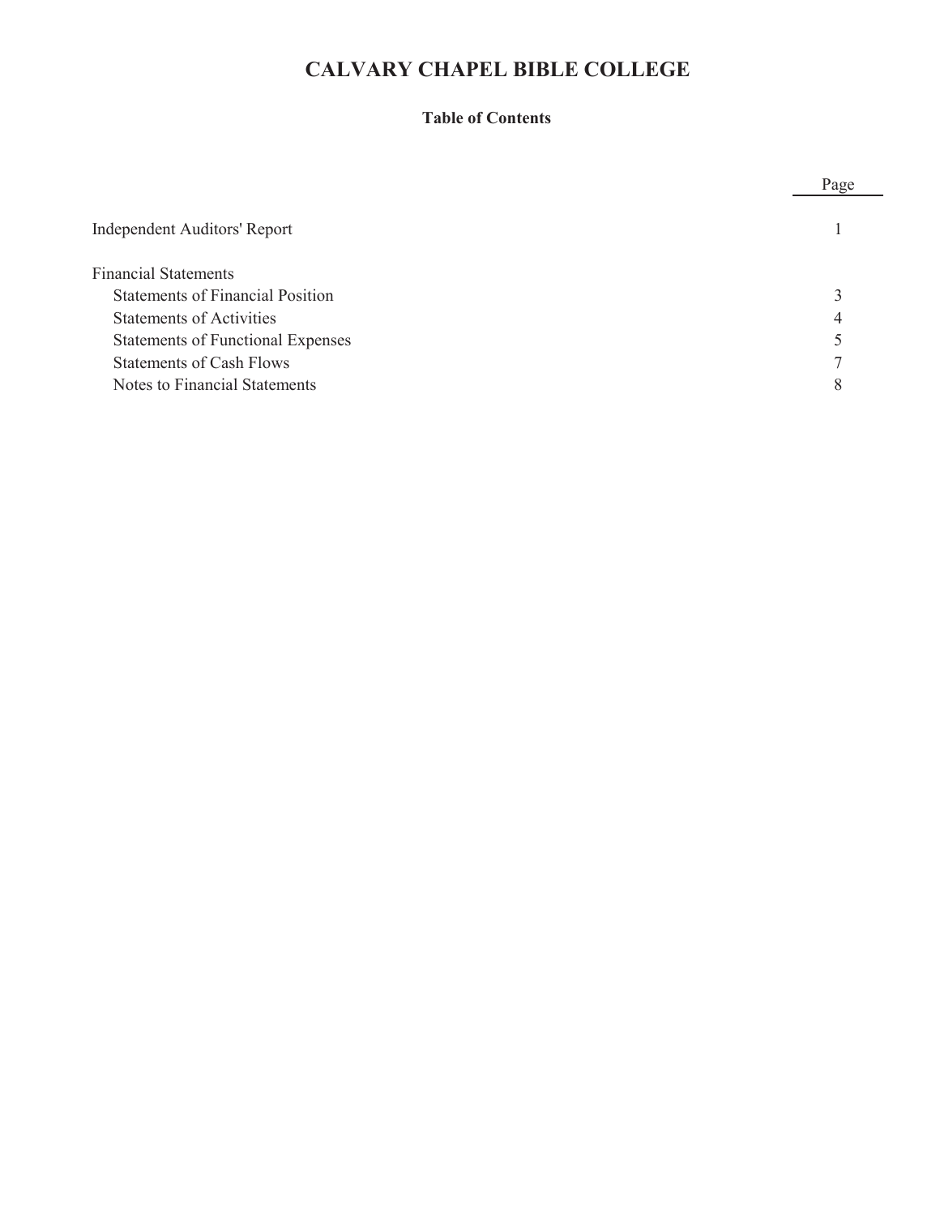# CALVARY CHAPEL BIBLE COLLEGE

## Table of Contents

| | Page |
|---|---|
| Independent Auditors' Report | 1 |
| Financial Statements | |
| Statements of Financial Position | 3 |
| Statements of Activities | 4 |
| Statements of Functional Expenses | 5 |
| Statements of Cash Flows | 7 |
| Notes to Financial Statements | 8 |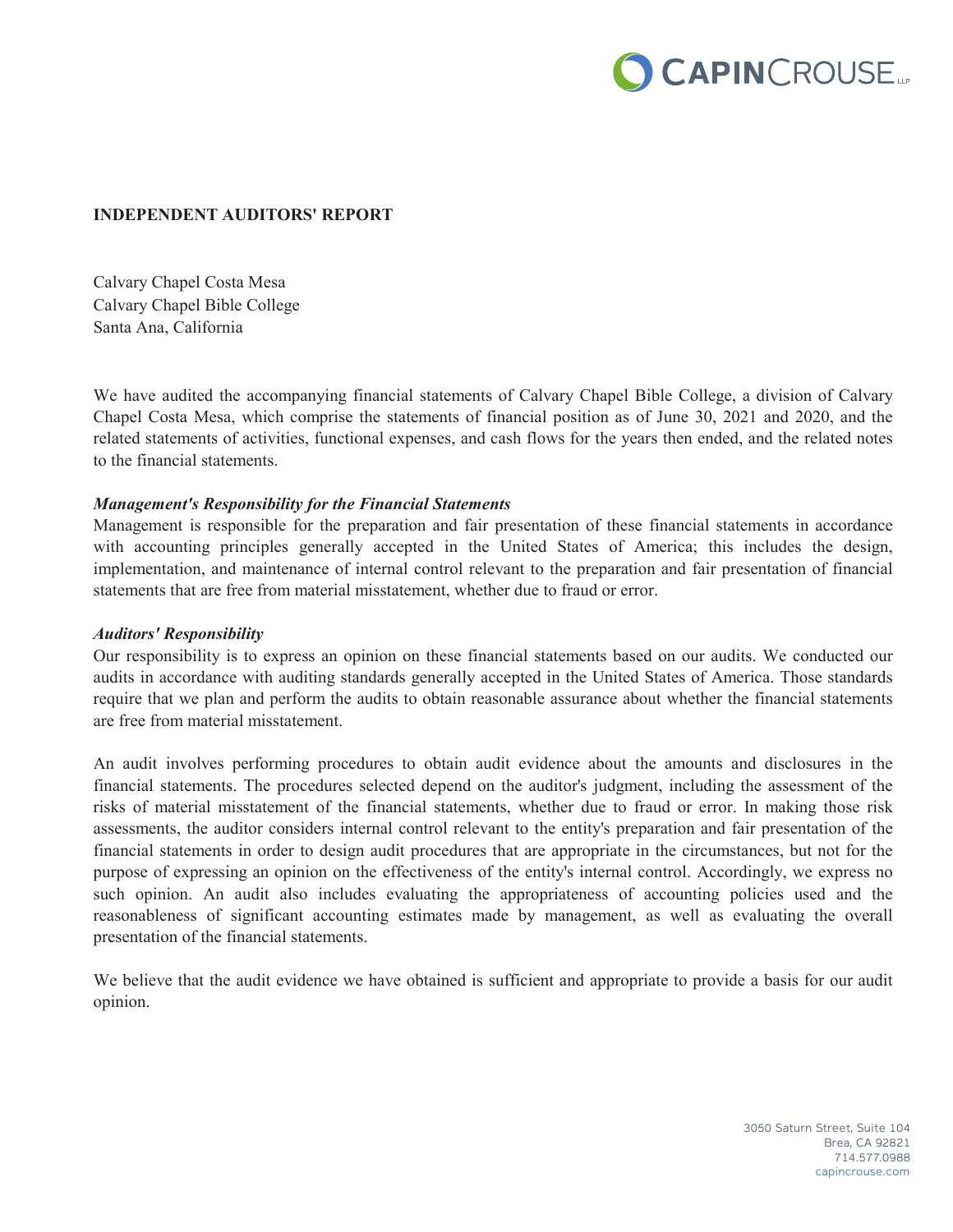CAPINCROUSE LLP

## INDEPENDENT AUDITORS' REPORT

Calvary Chapel Costa Mesa
Calvary Chapel Bible College
Santa Ana, California

We have audited the accompanying financial statements of Calvary Chapel Bible College, a division of Calvary Chapel Costa Mesa, which comprise the statements of financial position as of June 30, 2021 and 2020, and the related statements of activities, functional expenses, and cash flows for the years then ended, and the related notes to the financial statements.

***Management's Responsibility for the Financial Statements***
Management is responsible for the preparation and fair presentation of these financial statements in accordance with accounting principles generally accepted in the United States of America; this includes the design, implementation, and maintenance of internal control relevant to the preparation and fair presentation of financial statements that are free from material misstatement, whether due to fraud or error.

***Auditors' Responsibility***
Our responsibility is to express an opinion on these financial statements based on our audits. We conducted our audits in accordance with auditing standards generally accepted in the United States of America. Those standards require that we plan and perform the audits to obtain reasonable assurance about whether the financial statements are free from material misstatement.

An audit involves performing procedures to obtain audit evidence about the amounts and disclosures in the financial statements. The procedures selected depend on the auditor's judgment, including the assessment of the risks of material misstatement of the financial statements, whether due to fraud or error. In making those risk assessments, the auditor considers internal control relevant to the entity's preparation and fair presentation of the financial statements in order to design audit procedures that are appropriate in the circumstances, but not for the purpose of expressing an opinion on the effectiveness of the entity's internal control. Accordingly, we express no such opinion. An audit also includes evaluating the appropriateness of accounting policies used and the reasonableness of significant accounting estimates made by management, as well as evaluating the overall presentation of the financial statements.

We believe that the audit evidence we have obtained is sufficient and appropriate to provide a basis for our audit opinion.

3050 Saturn Street, Suite 104
Brea, CA 92821
714.577.0988
capincrouse.com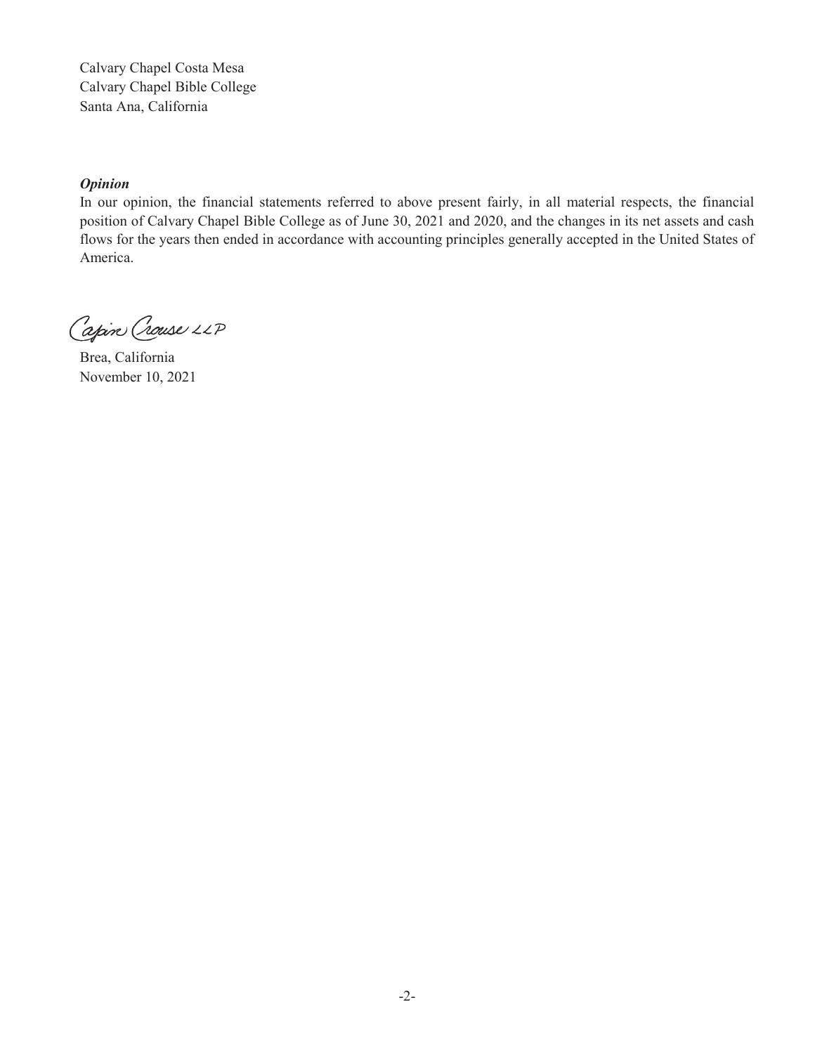Calvary Chapel Costa Mesa
Calvary Chapel Bible College
Santa Ana, California

***Opinion***

In our opinion, the financial statements referred to above present fairly, in all material respects, the financial position of Calvary Chapel Bible College as of June 30, 2021 and 2020, and the changes in its net assets and cash flows for the years then ended in accordance with accounting principles generally accepted in the United States of America.

Capin Crouse LLP

Brea, California
November 10, 2021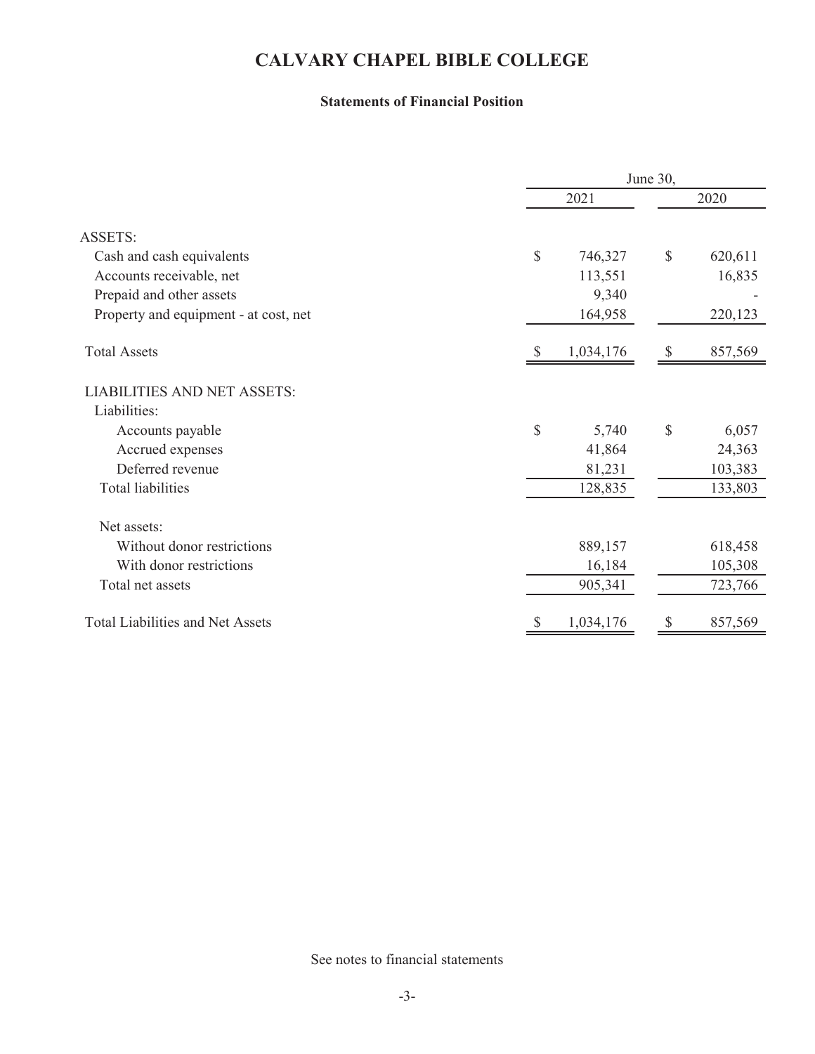# CALVARY CHAPEL BIBLE COLLEGE

**Statements of Financial Position**

| | June 30, 2021 | June 30, 2020 |
|---|---|---|
| ASSETS: | | |
| Cash and cash equivalents | $ 746,327 | $ 620,611 |
| Accounts receivable, net | 113,551 | 16,835 |
| Prepaid and other assets | 9,340 | - |
| Property and equipment - at cost, net | 164,958 | 220,123 |
| Total Assets | $ 1,034,176 | $ 857,569 |
| LIABILITIES AND NET ASSETS: | | |
| Liabilities: | | |
| Accounts payable | $ 5,740 | $ 6,057 |
| Accrued expenses | 41,864 | 24,363 |
| Deferred revenue | 81,231 | 103,383 |
| Total liabilities | 128,835 | 133,803 |
| Net assets: | | |
| Without donor restrictions | 889,157 | 618,458 |
| With donor restrictions | 16,184 | 105,308 |
| Total net assets | 905,341 | 723,766 |
| Total Liabilities and Net Assets | $ 1,034,176 | $ 857,569 |

See notes to financial statements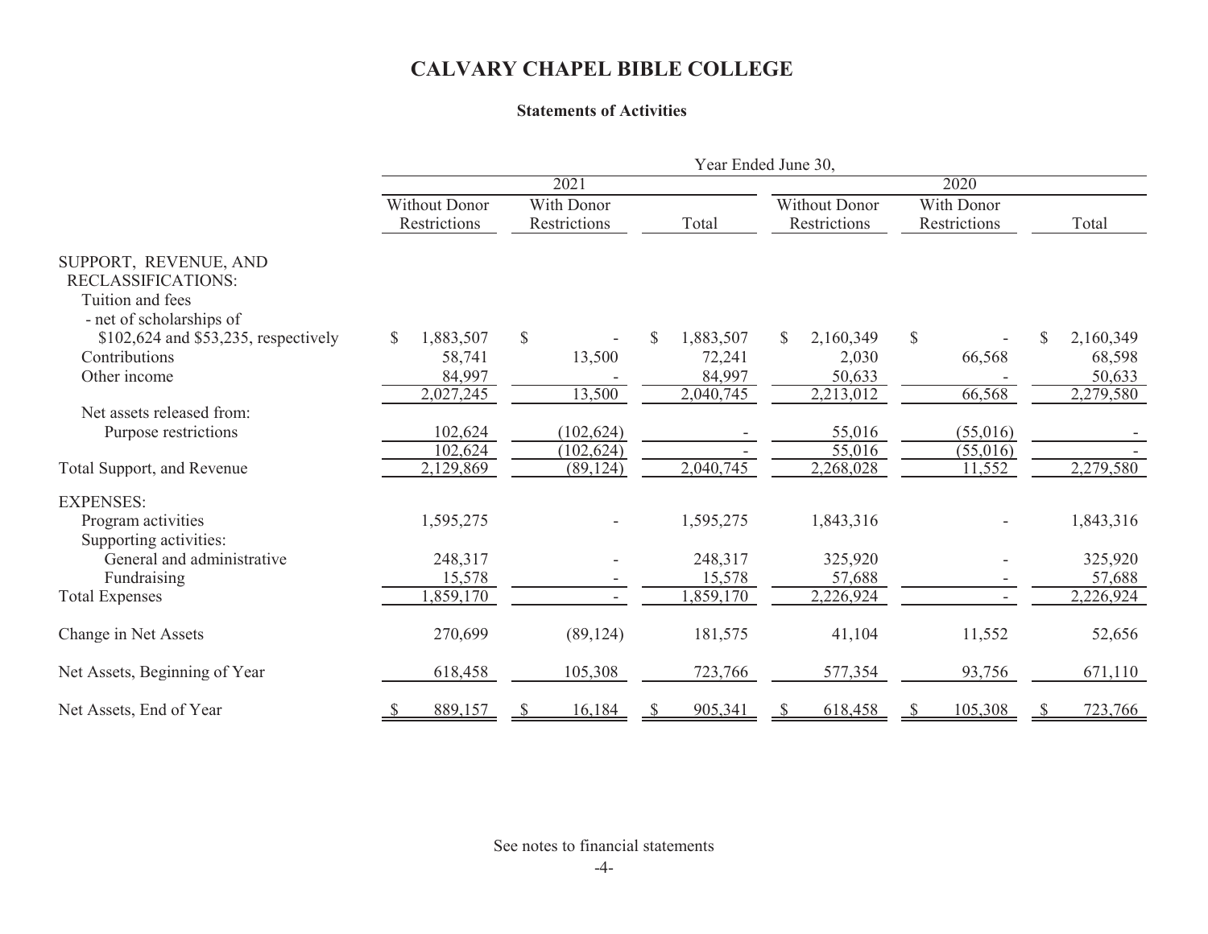# CALVARY CHAPEL BIBLE COLLEGE

### Statements of Activities

| | Year Ended June 30, | | | | | |
|---|---|---|---|---|---|---|
| | 2021 | | | 2020 | | |
| | Without Donor Restrictions | With Donor Restrictions | Total | Without Donor Restrictions | With Donor Restrictions | Total |
| SUPPORT, REVENUE, AND RECLASSIFICATIONS: | | | | | | |
| Tuition and fees - net of scholarships of $102,624 and $53,235, respectively | $ 1,883,507 | $ - | $ 1,883,507 | $ 2,160,349 | $ - | $ 2,160,349 |
| Contributions | 58,741 | 13,500 | 72,241 | 2,030 | 66,568 | 68,598 |
| Other income | 84,997 | - | 84,997 | 50,633 | - | 50,633 |
| | 2,027,245 | 13,500 | 2,040,745 | 2,213,012 | 66,568 | 2,279,580 |
| Net assets released from: | | | | | | |
| Purpose restrictions | 102,624 | (102,624) | - | 55,016 | (55,016) | - |
| | 102,624 | (102,624) | - | 55,016 | (55,016) | - |
| Total Support, and Revenue | 2,129,869 | (89,124) | 2,040,745 | 2,268,028 | 11,552 | 2,279,580 |
| EXPENSES: | | | | | | |
| Program activities | 1,595,275 | - | 1,595,275 | 1,843,316 | - | 1,843,316 |
| Supporting activities: | | | | | | |
| General and administrative | 248,317 | - | 248,317 | 325,920 | - | 325,920 |
| Fundraising | 15,578 | - | 15,578 | 57,688 | - | 57,688 |
| Total Expenses | 1,859,170 | - | 1,859,170 | 2,226,924 | - | 2,226,924 |
| Change in Net Assets | 270,699 | (89,124) | 181,575 | 41,104 | 11,552 | 52,656 |
| Net Assets, Beginning of Year | 618,458 | 105,308 | 723,766 | 577,354 | 93,756 | 671,110 |
| Net Assets, End of Year | $ 889,157 | $ 16,184 | $ 905,341 | $ 618,458 | $ 105,308 | $ 723,766 |

See notes to financial statements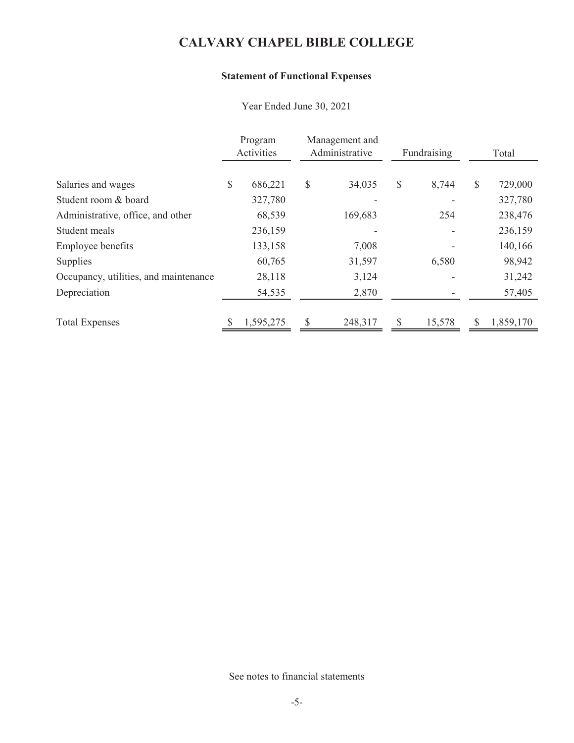# CALVARY CHAPEL BIBLE COLLEGE

## Statement of Functional Expenses

Year Ended June 30, 2021

| | Program Activities | Management and Administrative | Fundraising | Total |
|---|---|---|---|---|
| Salaries and wages | $ 686,221 | $ 34,035 | $ 8,744 | $ 729,000 |
| Student room & board | 327,780 | - | - | 327,780 |
| Administrative, office, and other | 68,539 | 169,683 | 254 | 238,476 |
| Student meals | 236,159 | - | - | 236,159 |
| Employee benefits | 133,158 | 7,008 | - | 140,166 |
| Supplies | 60,765 | 31,597 | 6,580 | 98,942 |
| Occupancy, utilities, and maintenance | 28,118 | 3,124 | - | 31,242 |
| Depreciation | 54,535 | 2,870 | - | 57,405 |
| Total Expenses | $ 1,595,275 | $ 248,317 | $ 15,578 | $ 1,859,170 |

See notes to financial statements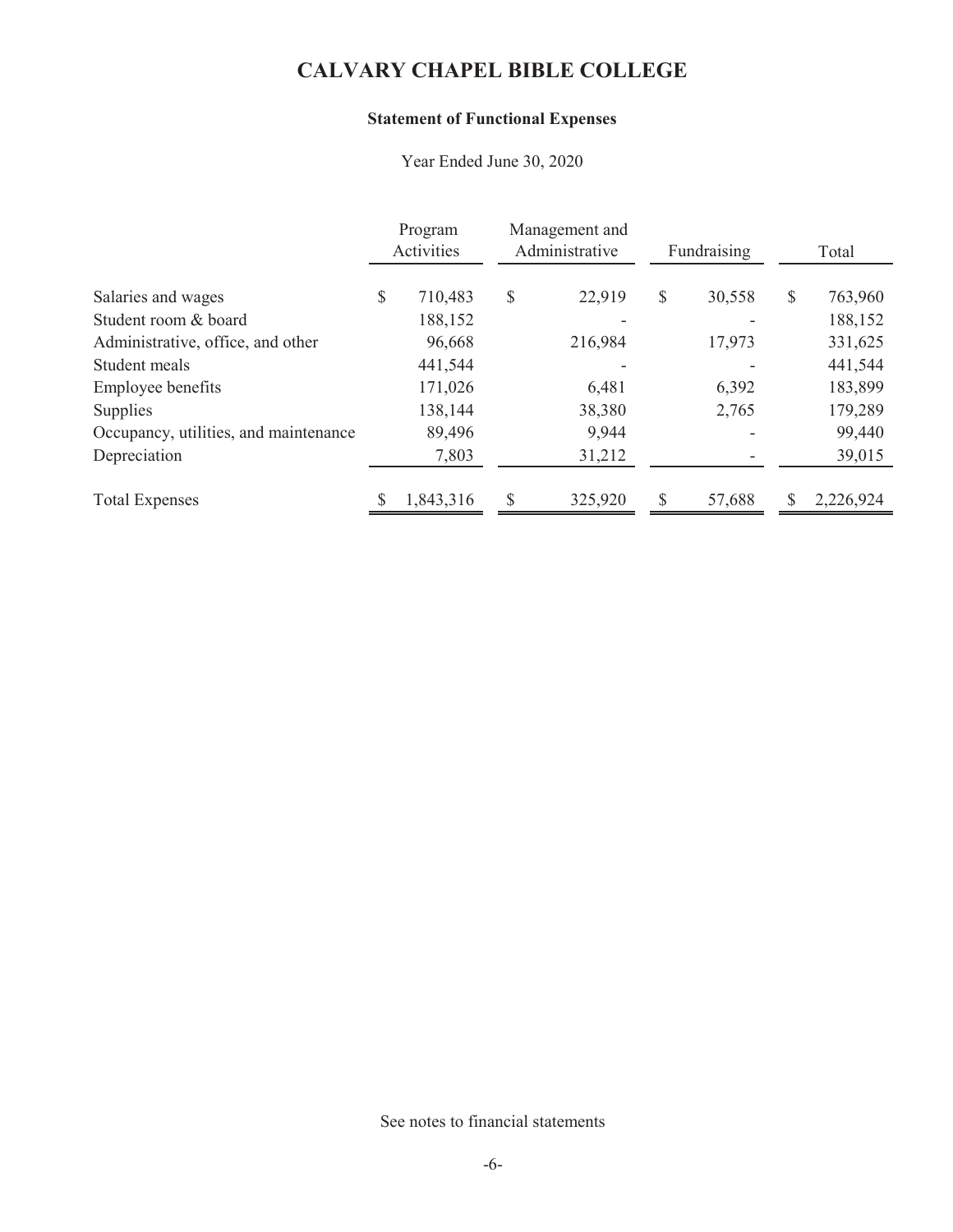# CALVARY CHAPEL BIBLE COLLEGE

### Statement of Functional Expenses

Year Ended June 30, 2020

| | Program Activities | Management and Administrative | Fundraising | Total |
|---|---|---|---|---|
| Salaries and wages | $ 710,483 | $ 22,919 | $ 30,558 | $ 763,960 |
| Student room & board | 188,152 | - | - | 188,152 |
| Administrative, office, and other | 96,668 | 216,984 | 17,973 | 331,625 |
| Student meals | 441,544 | - | - | 441,544 |
| Employee benefits | 171,026 | 6,481 | 6,392 | 183,899 |
| Supplies | 138,144 | 38,380 | 2,765 | 179,289 |
| Occupancy, utilities, and maintenance | 89,496 | 9,944 | - | 99,440 |
| Depreciation | 7,803 | 31,212 | - | 39,015 |
| Total Expenses | $ 1,843,316 | $ 325,920 | $ 57,688 | $ 2,226,924 |

See notes to financial statements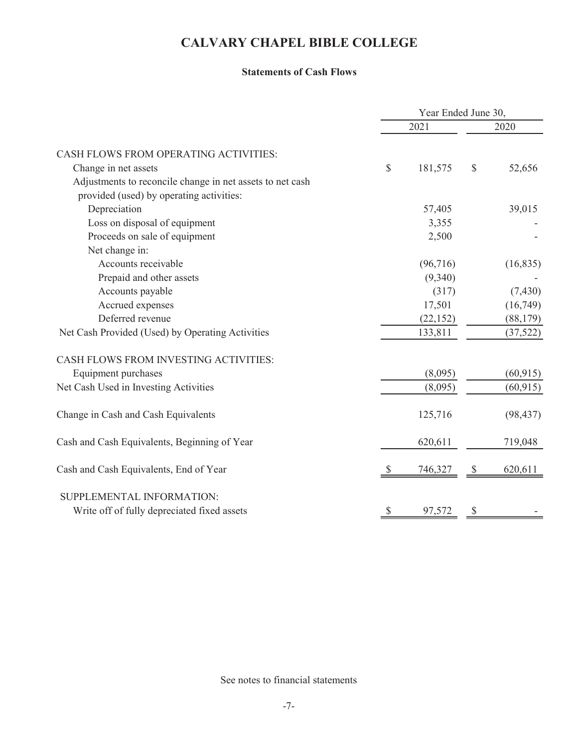# CALVARY CHAPEL BIBLE COLLEGE

## Statements of Cash Flows

| | Year Ended June 30, | |
|---|---|---|
| | 2021 | 2020 |
| CASH FLOWS FROM OPERATING ACTIVITIES: | | |
| Change in net assets | $ 181,575 | $ 52,656 |
| Adjustments to reconcile change in net assets to net cash provided (used) by operating activities: | | |
| Depreciation | 57,405 | 39,015 |
| Loss on disposal of equipment | 3,355 | - |
| Proceeds on sale of equipment | 2,500 | - |
| Net change in: | | |
| Accounts receivable | (96,716) | (16,835) |
| Prepaid and other assets | (9,340) | - |
| Accounts payable | (317) | (7,430) |
| Accrued expenses | 17,501 | (16,749) |
| Deferred revenue | (22,152) | (88,179) |
| Net Cash Provided (Used) by Operating Activities | 133,811 | (37,522) |
| CASH FLOWS FROM INVESTING ACTIVITIES: | | |
| Equipment purchases | (8,095) | (60,915) |
| Net Cash Used in Investing Activities | (8,095) | (60,915) |
| Change in Cash and Cash Equivalents | 125,716 | (98,437) |
| Cash and Cash Equivalents, Beginning of Year | 620,611 | 719,048 |
| Cash and Cash Equivalents, End of Year | $ 746,327 | $ 620,611 |
| SUPPLEMENTAL INFORMATION: | | |
| Write off of fully depreciated fixed assets | $ 97,572 | $ - |

See notes to financial statements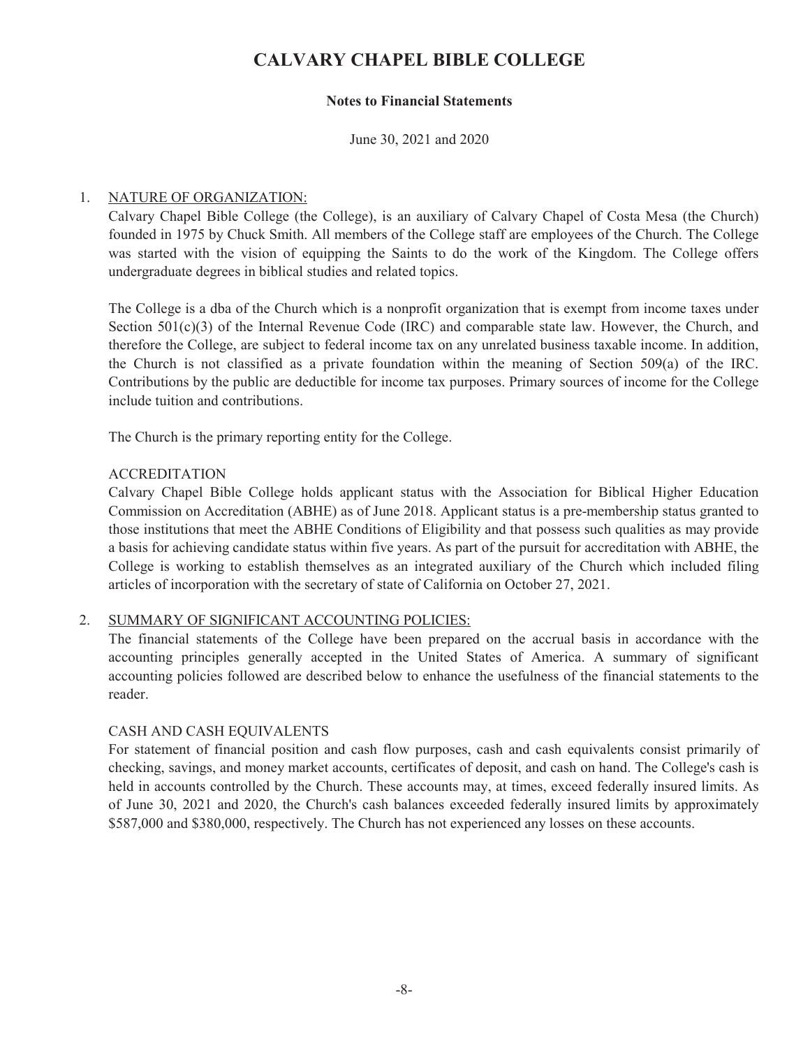# CALVARY CHAPEL BIBLE COLLEGE

**Notes to Financial Statements**

June 30, 2021 and 2020

## 1. NATURE OF ORGANIZATION:

Calvary Chapel Bible College (the College), is an auxiliary of Calvary Chapel of Costa Mesa (the Church) founded in 1975 by Chuck Smith. All members of the College staff are employees of the Church. The College was started with the vision of equipping the Saints to do the work of the Kingdom. The College offers undergraduate degrees in biblical studies and related topics.

The College is a dba of the Church which is a nonprofit organization that is exempt from income taxes under Section 501(c)(3) of the Internal Revenue Code (IRC) and comparable state law. However, the Church, and therefore the College, are subject to federal income tax on any unrelated business taxable income. In addition, the Church is not classified as a private foundation within the meaning of Section 509(a) of the IRC. Contributions by the public are deductible for income tax purposes. Primary sources of income for the College include tuition and contributions.

The Church is the primary reporting entity for the College.

### ACCREDITATION

Calvary Chapel Bible College holds applicant status with the Association for Biblical Higher Education Commission on Accreditation (ABHE) as of June 2018. Applicant status is a pre-membership status granted to those institutions that meet the ABHE Conditions of Eligibility and that possess such qualities as may provide a basis for achieving candidate status within five years. As part of the pursuit for accreditation with ABHE, the College is working to establish themselves as an integrated auxiliary of the Church which included filing articles of incorporation with the secretary of state of California on October 27, 2021.

## 2. SUMMARY OF SIGNIFICANT ACCOUNTING POLICIES:

The financial statements of the College have been prepared on the accrual basis in accordance with the accounting principles generally accepted in the United States of America. A summary of significant accounting policies followed are described below to enhance the usefulness of the financial statements to the reader.

### CASH AND CASH EQUIVALENTS

For statement of financial position and cash flow purposes, cash and cash equivalents consist primarily of checking, savings, and money market accounts, certificates of deposit, and cash on hand. The College's cash is held in accounts controlled by the Church. These accounts may, at times, exceed federally insured limits. As of June 30, 2021 and 2020, the Church's cash balances exceeded federally insured limits by approximately $587,000 and $380,000, respectively. The Church has not experienced any losses on these accounts.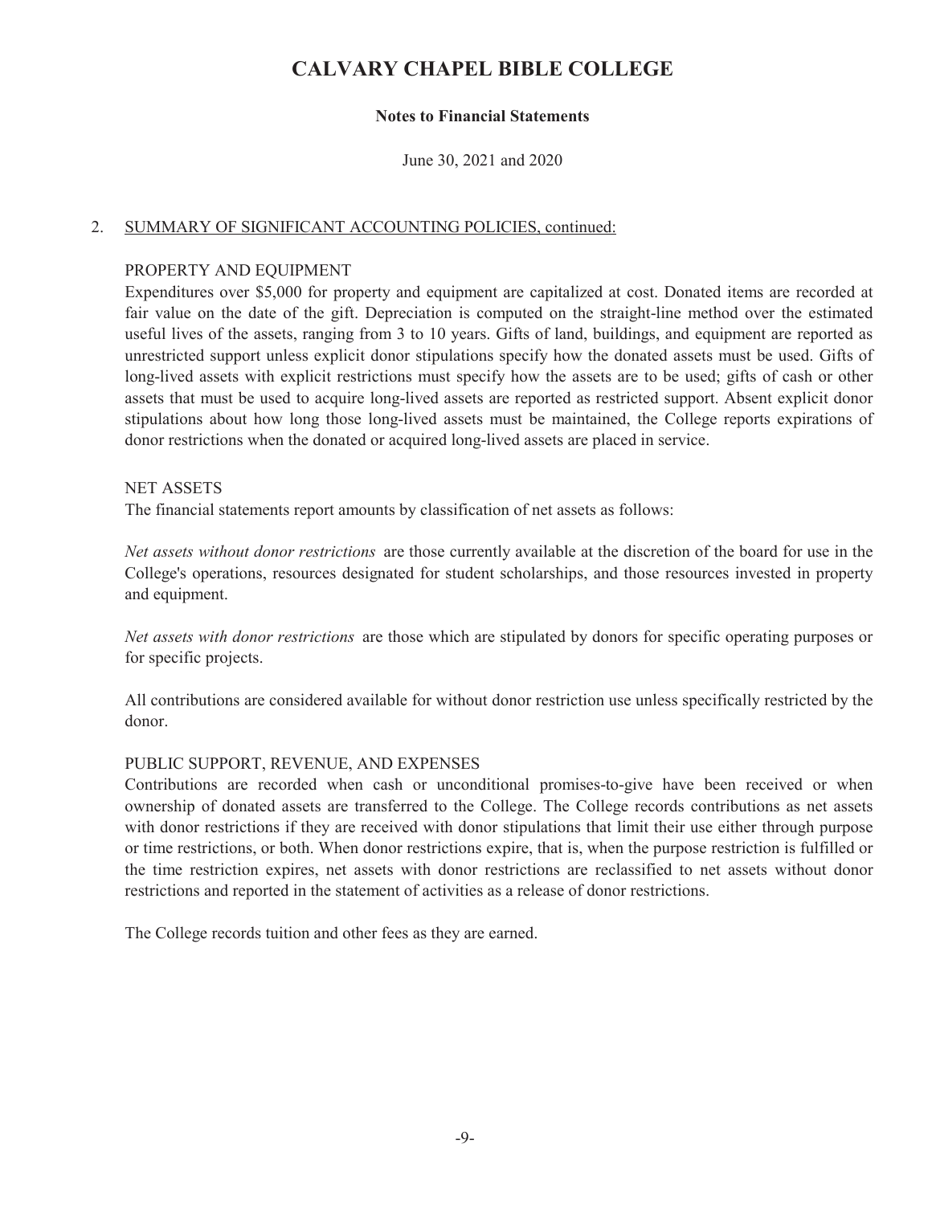# CALVARY CHAPEL BIBLE COLLEGE

**Notes to Financial Statements**

June 30, 2021 and 2020

2. SUMMARY OF SIGNIFICANT ACCOUNTING POLICIES, continued:

PROPERTY AND EQUIPMENT

Expenditures over $5,000 for property and equipment are capitalized at cost. Donated items are recorded at fair value on the date of the gift. Depreciation is computed on the straight-line method over the estimated useful lives of the assets, ranging from 3 to 10 years. Gifts of land, buildings, and equipment are reported as unrestricted support unless explicit donor stipulations specify how the donated assets must be used. Gifts of long-lived assets with explicit restrictions must specify how the assets are to be used; gifts of cash or other assets that must be used to acquire long-lived assets are reported as restricted support. Absent explicit donor stipulations about how long those long-lived assets must be maintained, the College reports expirations of donor restrictions when the donated or acquired long-lived assets are placed in service.

NET ASSETS

The financial statements report amounts by classification of net assets as follows:

*Net assets without donor restrictions* are those currently available at the discretion of the board for use in the College's operations, resources designated for student scholarships, and those resources invested in property and equipment.

*Net assets with donor restrictions* are those which are stipulated by donors for specific operating purposes or for specific projects.

All contributions are considered available for without donor restriction use unless specifically restricted by the donor.

PUBLIC SUPPORT, REVENUE, AND EXPENSES

Contributions are recorded when cash or unconditional promises-to-give have been received or when ownership of donated assets are transferred to the College. The College records contributions as net assets with donor restrictions if they are received with donor stipulations that limit their use either through purpose or time restrictions, or both. When donor restrictions expire, that is, when the purpose restriction is fulfilled or the time restriction expires, net assets with donor restrictions are reclassified to net assets without donor restrictions and reported in the statement of activities as a release of donor restrictions.

The College records tuition and other fees as they are earned.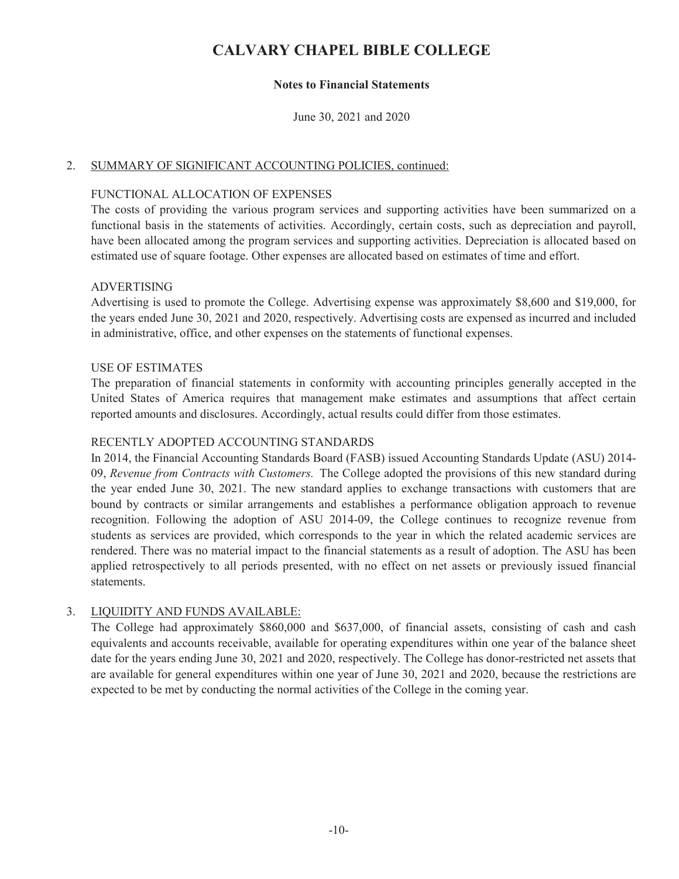# CALVARY CHAPEL BIBLE COLLEGE

**Notes to Financial Statements**

June 30, 2021 and 2020

2. SUMMARY OF SIGNIFICANT ACCOUNTING POLICIES, continued:

FUNCTIONAL ALLOCATION OF EXPENSES

The costs of providing the various program services and supporting activities have been summarized on a functional basis in the statements of activities. Accordingly, certain costs, such as depreciation and payroll, have been allocated among the program services and supporting activities. Depreciation is allocated based on estimated use of square footage. Other expenses are allocated based on estimates of time and effort.

ADVERTISING

Advertising is used to promote the College. Advertising expense was approximately $8,600 and $19,000, for the years ended June 30, 2021 and 2020, respectively. Advertising costs are expensed as incurred and included in administrative, office, and other expenses on the statements of functional expenses.

USE OF ESTIMATES

The preparation of financial statements in conformity with accounting principles generally accepted in the United States of America requires that management make estimates and assumptions that affect certain reported amounts and disclosures. Accordingly, actual results could differ from those estimates.

RECENTLY ADOPTED ACCOUNTING STANDARDS

In 2014, the Financial Accounting Standards Board (FASB) issued Accounting Standards Update (ASU) 2014-09, *Revenue from Contracts with Customers.* The College adopted the provisions of this new standard during the year ended June 30, 2021. The new standard applies to exchange transactions with customers that are bound by contracts or similar arrangements and establishes a performance obligation approach to revenue recognition. Following the adoption of ASU 2014-09, the College continues to recognize revenue from students as services are provided, which corresponds to the year in which the related academic services are rendered. There was no material impact to the financial statements as a result of adoption. The ASU has been applied retrospectively to all periods presented, with no effect on net assets or previously issued financial statements.

3. LIQUIDITY AND FUNDS AVAILABLE:

The College had approximately $860,000 and $637,000, of financial assets, consisting of cash and cash equivalents and accounts receivable, available for operating expenditures within one year of the balance sheet date for the years ending June 30, 2021 and 2020, respectively. The College has donor-restricted net assets that are available for general expenditures within one year of June 30, 2021 and 2020, because the restrictions are expected to be met by conducting the normal activities of the College in the coming year.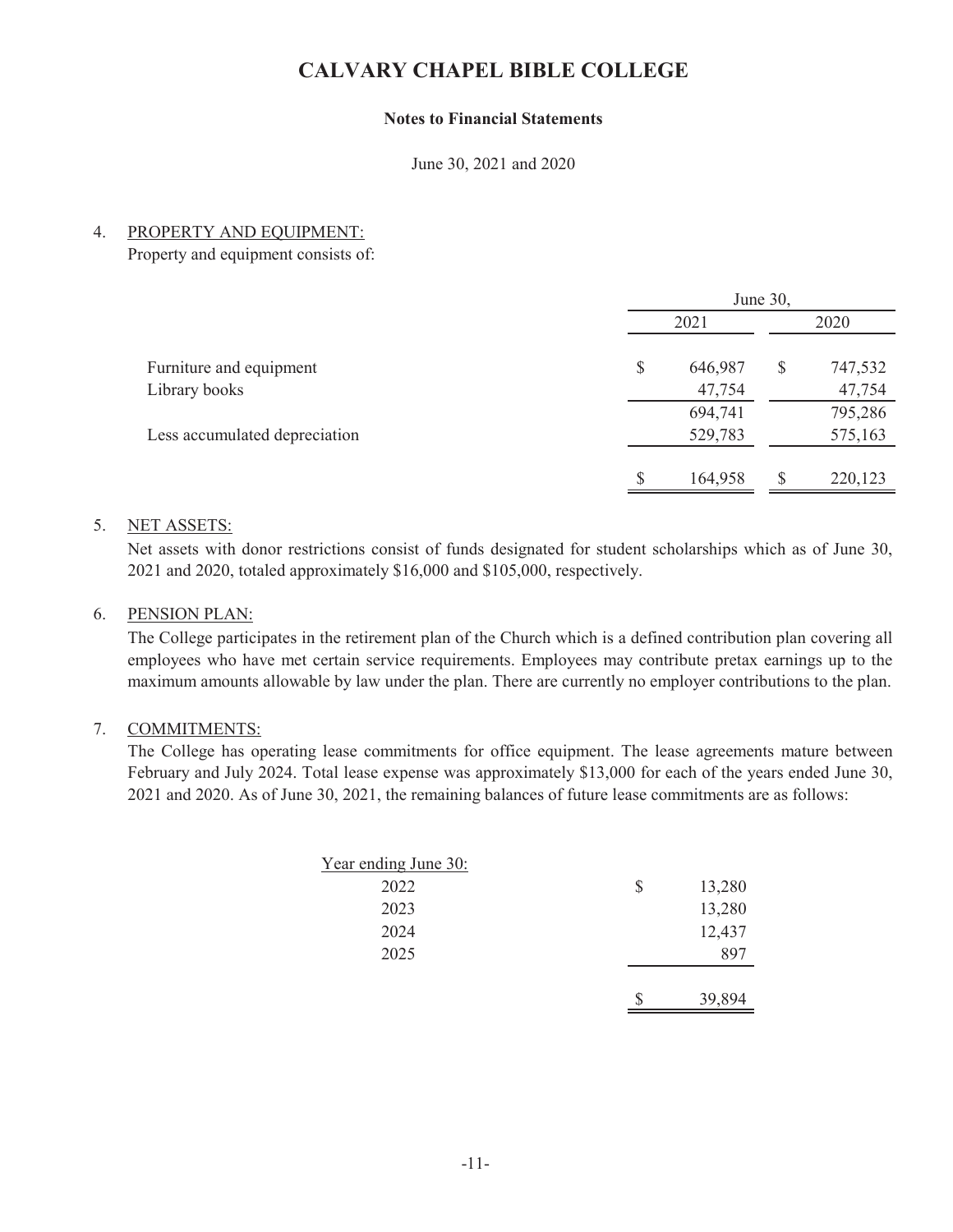# CALVARY CHAPEL BIBLE COLLEGE

**Notes to Financial Statements**

June 30, 2021 and 2020

4. PROPERTY AND EQUIPMENT:

Property and equipment consists of:

| | June 30, 2021 | June 30, 2020 |
|---|---|---|
| Furniture and equipment | $ 646,987 | $ 747,532 |
| Library books | 47,754 | 47,754 |
| | 694,741 | 795,286 |
| Less accumulated depreciation | 529,783 | 575,163 |
| | $ 164,958 | $ 220,123 |

5. NET ASSETS:

Net assets with donor restrictions consist of funds designated for student scholarships which as of June 30, 2021 and 2020, totaled approximately $16,000 and $105,000, respectively.

6. PENSION PLAN:

The College participates in the retirement plan of the Church which is a defined contribution plan covering all employees who have met certain service requirements. Employees may contribute pretax earnings up to the maximum amounts allowable by law under the plan. There are currently no employer contributions to the plan.

7. COMMITMENTS:

The College has operating lease commitments for office equipment. The lease agreements mature between February and July 2024. Total lease expense was approximately $13,000 for each of the years ended June 30, 2021 and 2020. As of June 30, 2021, the remaining balances of future lease commitments are as follows:

| Year ending June 30: | |
|---|---|
| 2022 | $ 13,280 |
| 2023 | 13,280 |
| 2024 | 12,437 |
| 2025 | 897 |
| | $ 39,894 |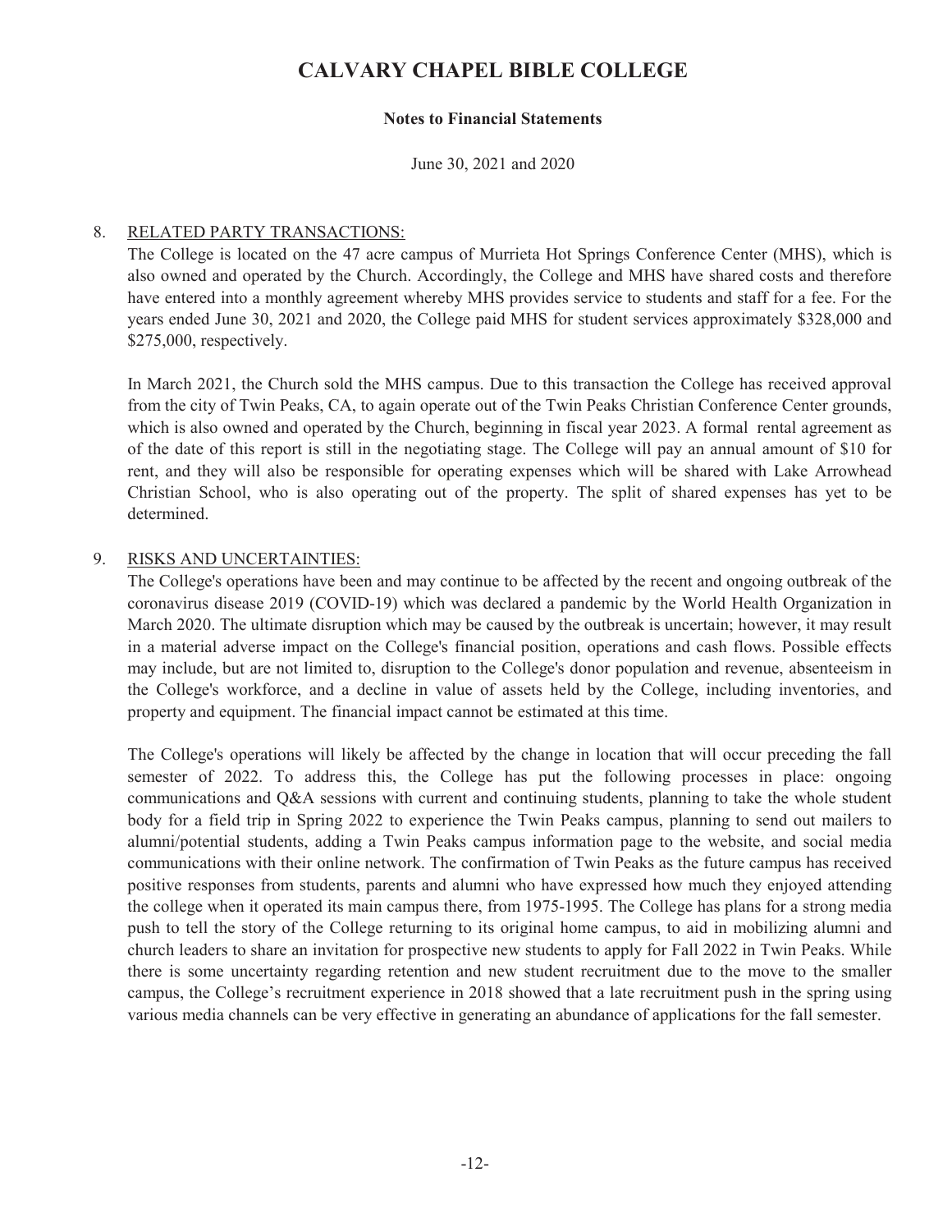# CALVARY CHAPEL BIBLE COLLEGE

**Notes to Financial Statements**

June 30, 2021 and 2020

8. RELATED PARTY TRANSACTIONS:

   The College is located on the 47 acre campus of Murrieta Hot Springs Conference Center (MHS), which is also owned and operated by the Church. Accordingly, the College and MHS have shared costs and therefore have entered into a monthly agreement whereby MHS provides service to students and staff for a fee. For the years ended June 30, 2021 and 2020, the College paid MHS for student services approximately \$328,000 and \$275,000, respectively.

   In March 2021, the Church sold the MHS campus. Due to this transaction the College has received approval from the city of Twin Peaks, CA, to again operate out of the Twin Peaks Christian Conference Center grounds, which is also owned and operated by the Church, beginning in fiscal year 2023. A formal rental agreement as of the date of this report is still in the negotiating stage. The College will pay an annual amount of \$10 for rent, and they will also be responsible for operating expenses which will be shared with Lake Arrowhead Christian School, who is also operating out of the property. The split of shared expenses has yet to be determined.

9. RISKS AND UNCERTAINTIES:

   The College's operations have been and may continue to be affected by the recent and ongoing outbreak of the coronavirus disease 2019 (COVID-19) which was declared a pandemic by the World Health Organization in March 2020. The ultimate disruption which may be caused by the outbreak is uncertain; however, it may result in a material adverse impact on the College's financial position, operations and cash flows. Possible effects may include, but are not limited to, disruption to the College's donor population and revenue, absenteeism in the College's workforce, and a decline in value of assets held by the College, including inventories, and property and equipment. The financial impact cannot be estimated at this time.

   The College's operations will likely be affected by the change in location that will occur preceding the fall semester of 2022. To address this, the College has put the following processes in place: ongoing communications and Q&A sessions with current and continuing students, planning to take the whole student body for a field trip in Spring 2022 to experience the Twin Peaks campus, planning to send out mailers to alumni/potential students, adding a Twin Peaks campus information page to the website, and social media communications with their online network. The confirmation of Twin Peaks as the future campus has received positive responses from students, parents and alumni who have expressed how much they enjoyed attending the college when it operated its main campus there, from 1975-1995. The College has plans for a strong media push to tell the story of the College returning to its original home campus, to aid in mobilizing alumni and church leaders to share an invitation for prospective new students to apply for Fall 2022 in Twin Peaks. While there is some uncertainty regarding retention and new student recruitment due to the move to the smaller campus, the College's recruitment experience in 2018 showed that a late recruitment push in the spring using various media channels can be very effective in generating an abundance of applications for the fall semester.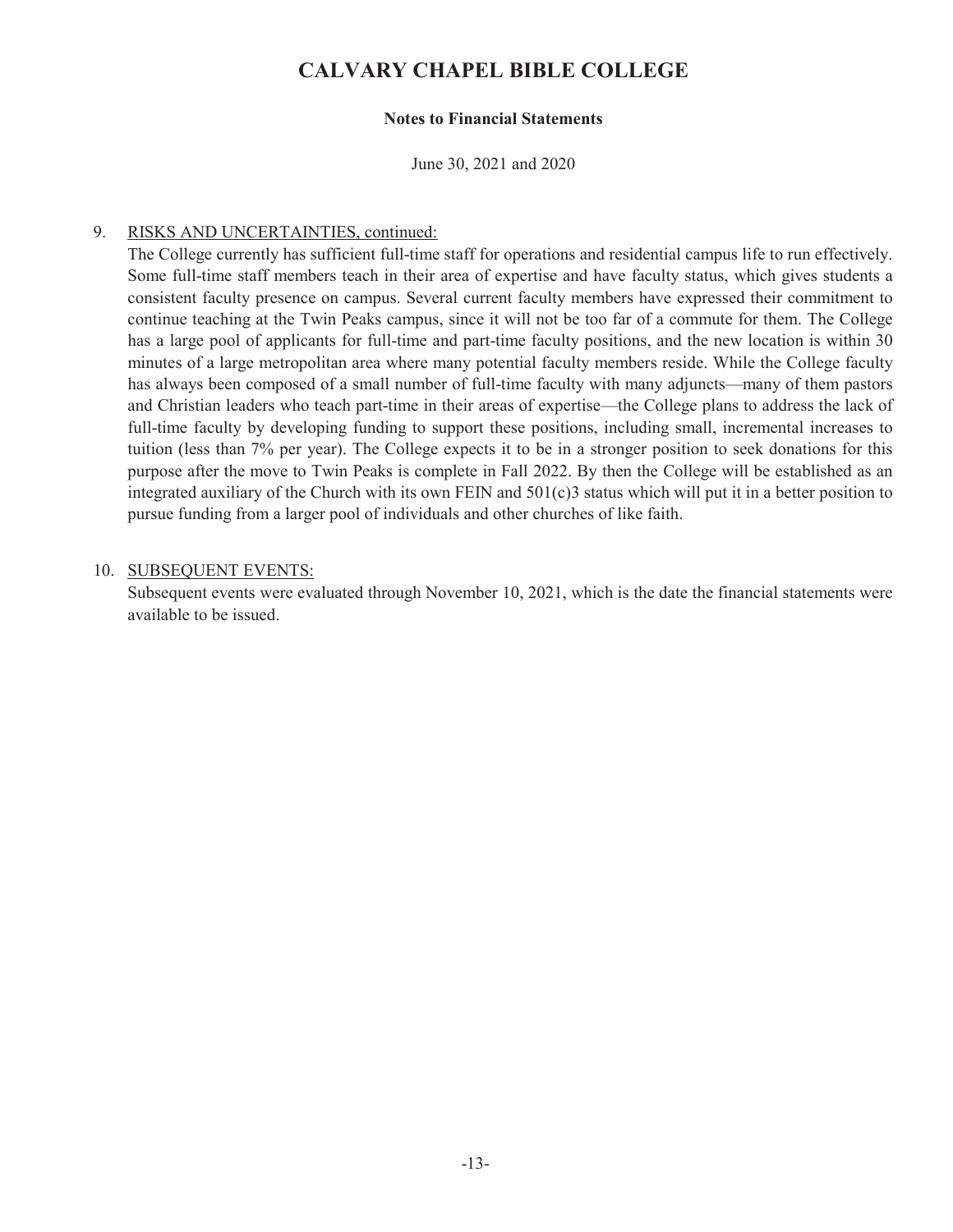# CALVARY CHAPEL BIBLE COLLEGE

**Notes to Financial Statements**

June 30, 2021 and 2020

9. RISKS AND UNCERTAINTIES, continued:

   The College currently has sufficient full-time staff for operations and residential campus life to run effectively. Some full-time staff members teach in their area of expertise and have faculty status, which gives students a consistent faculty presence on campus. Several current faculty members have expressed their commitment to continue teaching at the Twin Peaks campus, since it will not be too far of a commute for them. The College has a large pool of applicants for full-time and part-time faculty positions, and the new location is within 30 minutes of a large metropolitan area where many potential faculty members reside. While the College faculty has always been composed of a small number of full-time faculty with many adjuncts—many of them pastors and Christian leaders who teach part-time in their areas of expertise—the College plans to address the lack of full-time faculty by developing funding to support these positions, including small, incremental increases to tuition (less than 7% per year). The College expects it to be in a stronger position to seek donations for this purpose after the move to Twin Peaks is complete in Fall 2022. By then the College will be established as an integrated auxiliary of the Church with its own FEIN and 501(c)3 status which will put it in a better position to pursue funding from a larger pool of individuals and other churches of like faith.

10. SUBSEQUENT EVENTS:

    Subsequent events were evaluated through November 10, 2021, which is the date the financial statements were available to be issued.